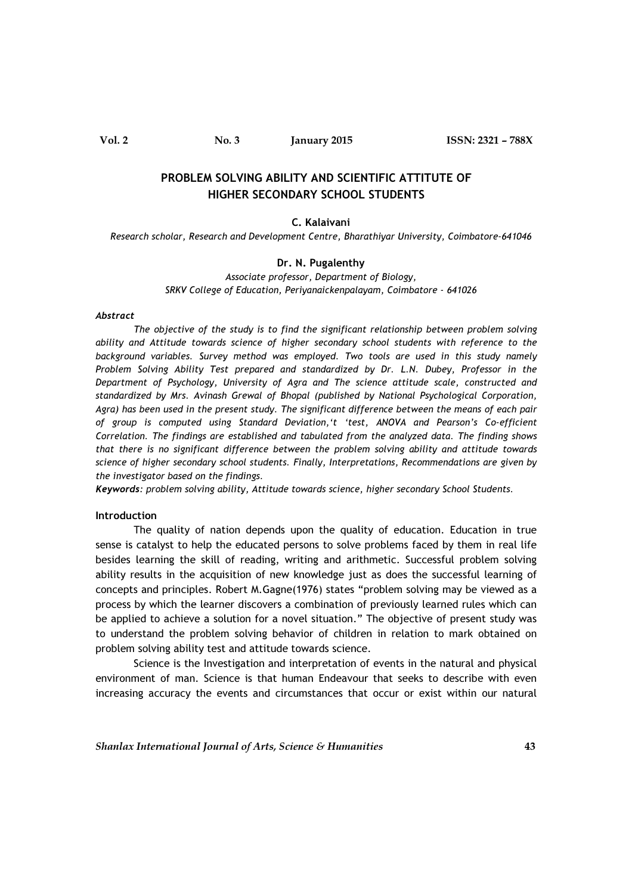# PROBLEM SOLVING ABILITY AND SCIENTIFIC ATTITUTE OF HIGHER SECONDARY SCHOOL STUDENTS

**C. Kalaivani**

*Research scholar, Research and Development Centre, Bharathiyar University, Coimbatore-641046*

**Dr. N. Pugalenthy**

*Associate professor, Department of Biology,*
*SRKV College of Education, Periyanaickenpalayam, Coimbatore - 641026*

***Abstract***

*The objective of the study is to find the significant relationship between problem solving ability and Attitude towards science of higher secondary school students with reference to the background variables. Survey method was employed. Two tools are used in this study namely Problem Solving Ability Test prepared and standardized by Dr. L.N. Dubey, Professor in the Department of Psychology, University of Agra and The science attitude scale, constructed and standardized by Mrs. Avinash Grewal of Bhopal (published by National Psychological Corporation, Agra) has been used in the present study. The significant difference between the means of each pair of group is computed using Standard Deviation,'t 'test, ANOVA and Pearson's Co-efficient Correlation. The findings are established and tabulated from the analyzed data. The finding shows that there is no significant difference between the problem solving ability and attitude towards science of higher secondary school students. Finally, Interpretations, Recommendations are given by the investigator based on the findings.*

***Keywords****: problem solving ability, Attitude towards science, higher secondary School Students.*

## Introduction

The quality of nation depends upon the quality of education. Education in true sense is catalyst to help the educated persons to solve problems faced by them in real life besides learning the skill of reading, writing and arithmetic. Successful problem solving ability results in the acquisition of new knowledge just as does the successful learning of concepts and principles. Robert M.Gagne(1976) states "problem solving may be viewed as a process by which the learner discovers a combination of previously learned rules which can be applied to achieve a solution for a novel situation." The objective of present study was to understand the problem solving behavior of children in relation to mark obtained on problem solving ability test and attitude towards science.

Science is the Investigation and interpretation of events in the natural and physical environment of man. Science is that human Endeavour that seeks to describe with even increasing accuracy the events and circumstances that occur or exist within our natural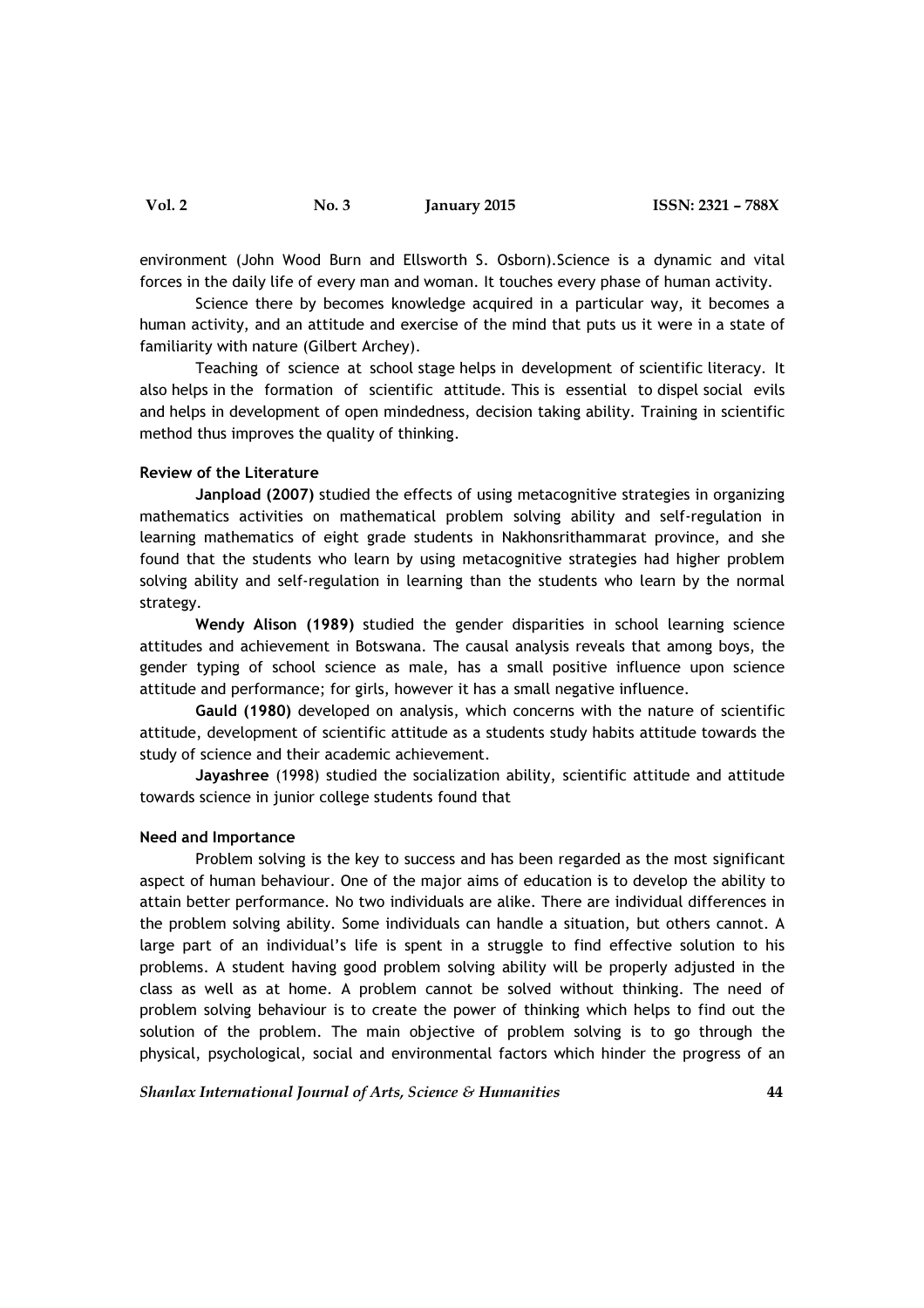environment (John Wood Burn and Ellsworth S. Osborn).Science is a dynamic and vital forces in the daily life of every man and woman. It touches every phase of human activity.

Science there by becomes knowledge acquired in a particular way, it becomes a human activity, and an attitude and exercise of the mind that puts us it were in a state of familiarity with nature (Gilbert Archey).

Teaching of science at school stage helps in development of scientific literacy. It also helps in the formation of scientific attitude. This is essential to dispel social evils and helps in development of open mindedness, decision taking ability. Training in scientific method thus improves the quality of thinking.

### Review of the Literature

**Janpload (2007)** studied the effects of using metacognitive strategies in organizing mathematics activities on mathematical problem solving ability and self-regulation in learning mathematics of eight grade students in Nakhonsrithammarat province, and she found that the students who learn by using metacognitive strategies had higher problem solving ability and self-regulation in learning than the students who learn by the normal strategy.

**Wendy Alison (1989)** studied the gender disparities in school learning science attitudes and achievement in Botswana. The causal analysis reveals that among boys, the gender typing of school science as male, has a small positive influence upon science attitude and performance; for girls, however it has a small negative influence.

**Gauld (1980)** developed on analysis, which concerns with the nature of scientific attitude, development of scientific attitude as a students study habits attitude towards the study of science and their academic achievement.

**Jayashree** (1998) studied the socialization ability, scientific attitude and attitude towards science in junior college students found that

### Need and Importance

Problem solving is the key to success and has been regarded as the most significant aspect of human behaviour. One of the major aims of education is to develop the ability to attain better performance. No two individuals are alike. There are individual differences in the problem solving ability. Some individuals can handle a situation, but others cannot. A large part of an individual's life is spent in a struggle to find effective solution to his problems. A student having good problem solving ability will be properly adjusted in the class as well as at home. A problem cannot be solved without thinking. The need of problem solving behaviour is to create the power of thinking which helps to find out the solution of the problem. The main objective of problem solving is to go through the physical, psychological, social and environmental factors which hinder the progress of an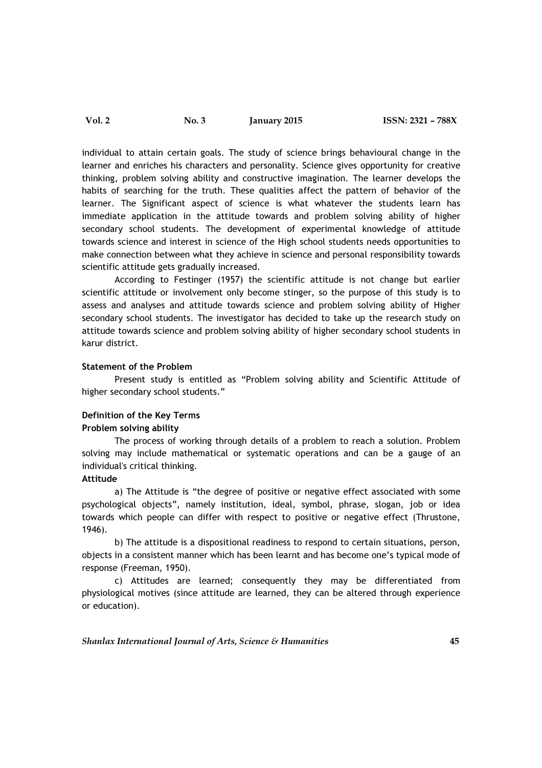individual to attain certain goals. The study of science brings behavioural change in the learner and enriches his characters and personality. Science gives opportunity for creative thinking, problem solving ability and constructive imagination. The learner develops the habits of searching for the truth. These qualities affect the pattern of behavior of the learner. The Significant aspect of science is what whatever the students learn has immediate application in the attitude towards and problem solving ability of higher secondary school students. The development of experimental knowledge of attitude towards science and interest in science of the High school students needs opportunities to make connection between what they achieve in science and personal responsibility towards scientific attitude gets gradually increased.

According to Festinger (1957) the scientific attitude is not change but earlier scientific attitude or involvement only become stinger, so the purpose of this study is to assess and analyses and attitude towards science and problem solving ability of Higher secondary school students. The investigator has decided to take up the research study on attitude towards science and problem solving ability of higher secondary school students in karur district.

**Statement of the Problem**

Present study is entitled as "Problem solving ability and Scientific Attitude of higher secondary school students."

**Definition of the Key Terms**

**Problem solving ability**

The process of working through details of a problem to reach a solution. Problem solving may include mathematical or systematic operations and can be a gauge of an individual's critical thinking.

**Attitude**

a) The Attitude is "the degree of positive or negative effect associated with some psychological objects", namely institution, ideal, symbol, phrase, slogan, job or idea towards which people can differ with respect to positive or negative effect (Thrustone, 1946).

b) The attitude is a dispositional readiness to respond to certain situations, person, objects in a consistent manner which has been learnt and has become one's typical mode of response (Freeman, 1950).

c) Attitudes are learned; consequently they may be differentiated from physiological motives (since attitude are learned, they can be altered through experience or education).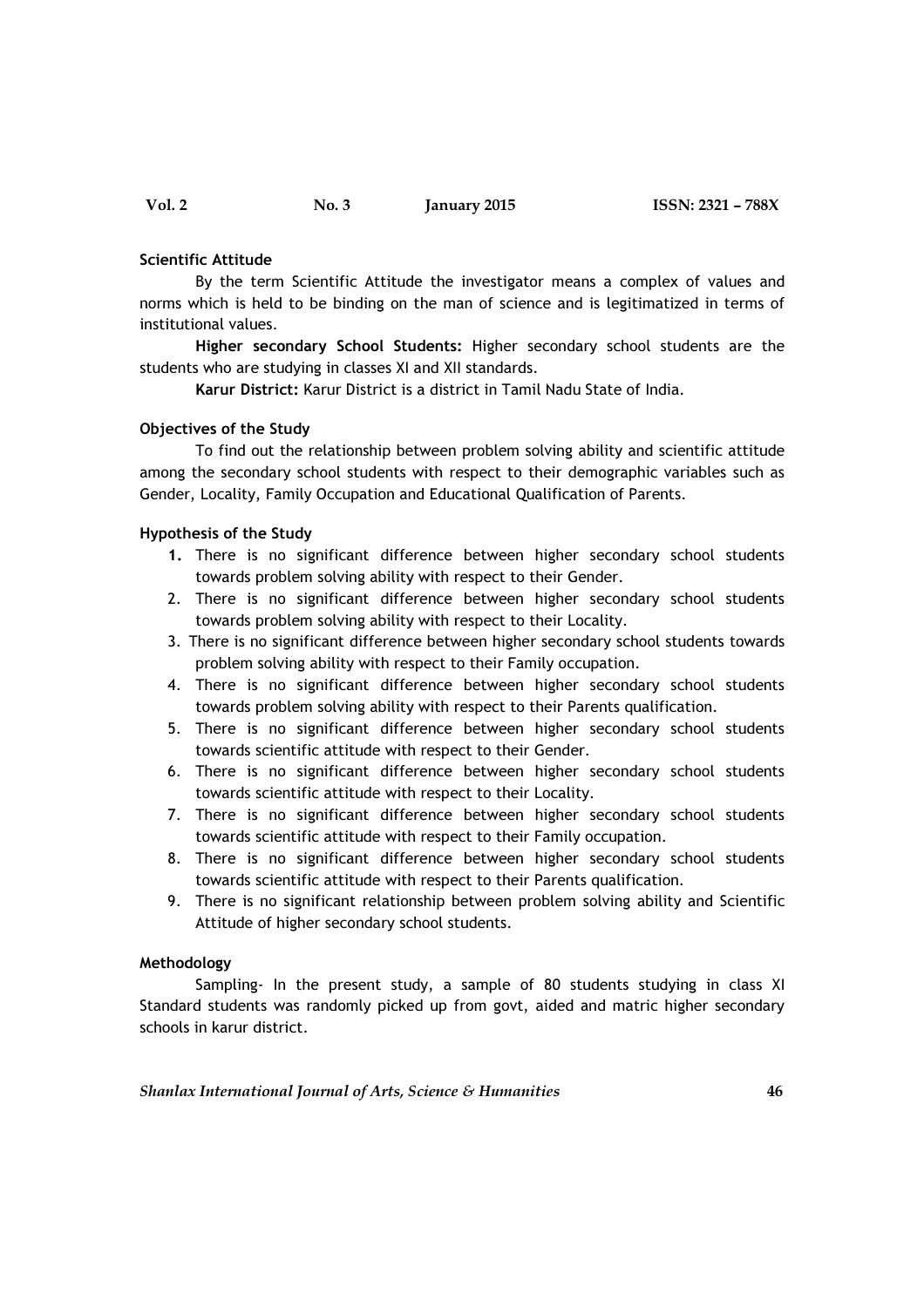**Scientific Attitude**

By the term Scientific Attitude the investigator means a complex of values and norms which is held to be binding on the man of science and is legitimatized in terms of institutional values.

**Higher secondary School Students:** Higher secondary school students are the students who are studying in classes XI and XII standards.

**Karur District:** Karur District is a district in Tamil Nadu State of India.

**Objectives of the Study**

To find out the relationship between problem solving ability and scientific attitude among the secondary school students with respect to their demographic variables such as Gender, Locality, Family Occupation and Educational Qualification of Parents.

**Hypothesis of the Study**

1. There is no significant difference between higher secondary school students towards problem solving ability with respect to their Gender.
2. There is no significant difference between higher secondary school students towards problem solving ability with respect to their Locality.
3. There is no significant difference between higher secondary school students towards problem solving ability with respect to their Family occupation.
4. There is no significant difference between higher secondary school students towards problem solving ability with respect to their Parents qualification.
5. There is no significant difference between higher secondary school students towards scientific attitude with respect to their Gender.
6. There is no significant difference between higher secondary school students towards scientific attitude with respect to their Locality.
7. There is no significant difference between higher secondary school students towards scientific attitude with respect to their Family occupation.
8. There is no significant difference between higher secondary school students towards scientific attitude with respect to their Parents qualification.
9. There is no significant relationship between problem solving ability and Scientific Attitude of higher secondary school students.

**Methodology**

Sampling- In the present study, a sample of 80 students studying in class XI Standard students was randomly picked up from govt, aided and matric higher secondary schools in karur district.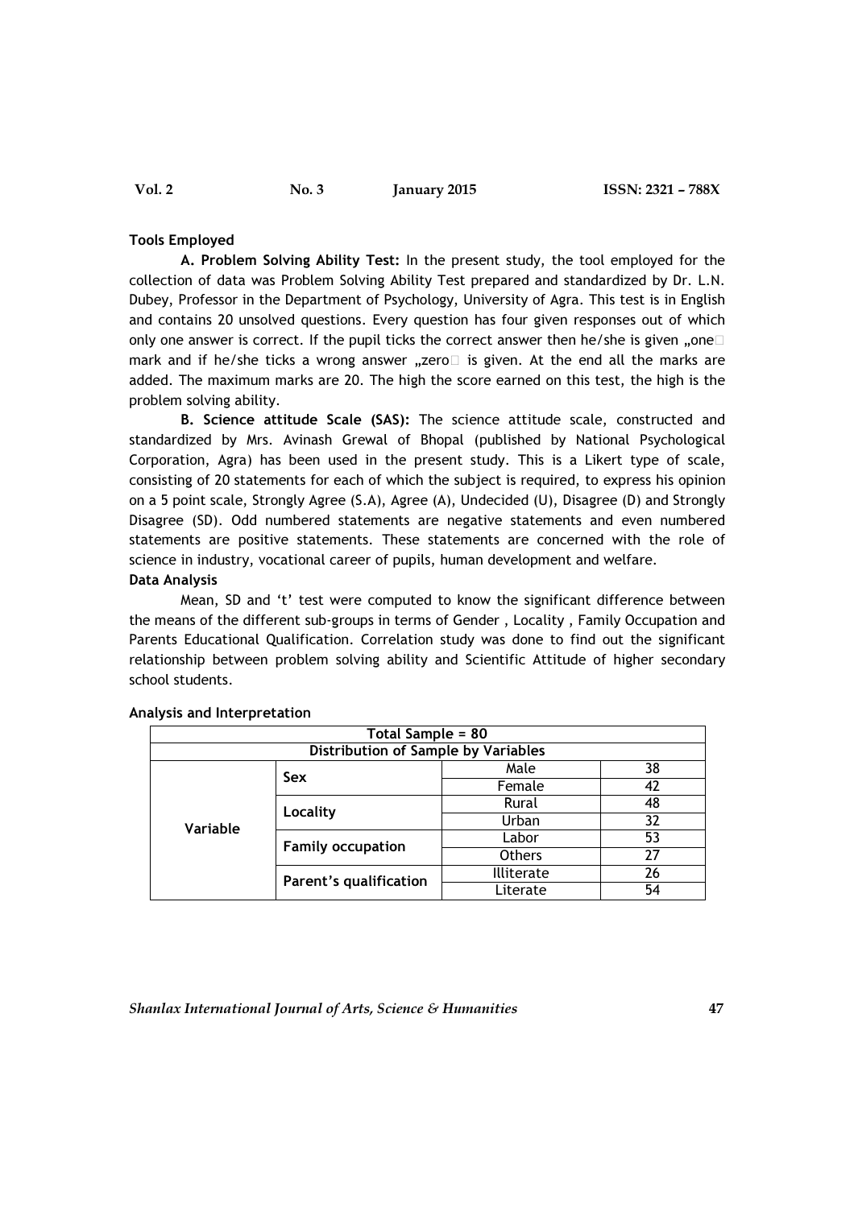### Tools Employed

**A. Problem Solving Ability Test:** In the present study, the tool employed for the collection of data was Problem Solving Ability Test prepared and standardized by Dr. L.N. Dubey, Professor in the Department of Psychology, University of Agra. This test is in English and contains 20 unsolved questions. Every question has four given responses out of which only one answer is correct. If the pupil ticks the correct answer then he/she is given „one□ mark and if he/she ticks a wrong answer „zero□ is given. At the end all the marks are added. The maximum marks are 20. The high the score earned on this test, the high is the problem solving ability.

**B. Science attitude Scale (SAS):** The science attitude scale, constructed and standardized by Mrs. Avinash Grewal of Bhopal (published by National Psychological Corporation, Agra) has been used in the present study. This is a Likert type of scale, consisting of 20 statements for each of which the subject is required, to express his opinion on a 5 point scale, Strongly Agree (S.A), Agree (A), Undecided (U), Disagree (D) and Strongly Disagree (SD). Odd numbered statements are negative statements and even numbered statements are positive statements. These statements are concerned with the role of science in industry, vocational career of pupils, human development and welfare.

### Data Analysis

Mean, SD and 't' test were computed to know the significant difference between the means of the different sub-groups in terms of Gender , Locality , Family Occupation and Parents Educational Qualification. Correlation study was done to find out the significant relationship between problem solving ability and Scientific Attitude of higher secondary school students.

### Analysis and Interpretation

| Total Sample = 80 | | | |
|---|---|---|---|
| **Distribution of Sample by Variables** | | | |
| **Variable** | **Sex** | Male | 38 |
| | | Female | 42 |
| | **Locality** | Rural | 48 |
| | | Urban | 32 |
| | **Family occupation** | Labor | 53 |
| | | Others | 27 |
| | **Parent's qualification** | Illiterate | 26 |
| | | Literate | 54 |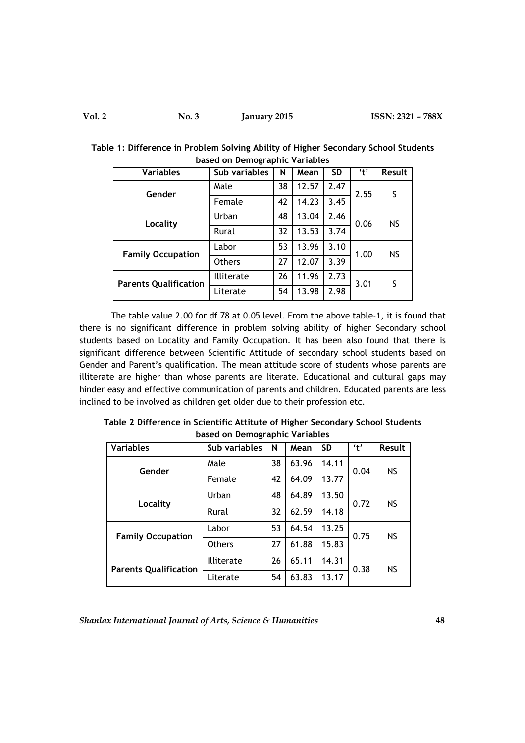**Table 1: Difference in Problem Solving Ability of Higher Secondary School Students based on Demographic Variables**

| Variables | Sub variables | N | Mean | SD | 't' | Result |
|---|---|---|---|---|---|---|
| Gender | Male | 38 | 12.57 | 2.47 | 2.55 | S |
| | Female | 42 | 14.23 | 3.45 | | |
| Locality | Urban | 48 | 13.04 | 2.46 | 0.06 | NS |
| | Rural | 32 | 13.53 | 3.74 | | |
| Family Occupation | Labor | 53 | 13.96 | 3.10 | 1.00 | NS |
| | Others | 27 | 12.07 | 3.39 | | |
| Parents Qualification | Illiterate | 26 | 11.96 | 2.73 | 3.01 | S |
| | Literate | 54 | 13.98 | 2.98 | | |

The table value 2.00 for df 78 at 0.05 level. From the above table-1, it is found that there is no significant difference in problem solving ability of higher Secondary school students based on Locality and Family Occupation. It has been also found that there is significant difference between Scientific Attitude of secondary school students based on Gender and Parent's qualification. The mean attitude score of students whose parents are illiterate are higher than whose parents are literate. Educational and cultural gaps may hinder easy and effective communication of parents and children. Educated parents are less inclined to be involved as children get older due to their profession etc.

**Table 2 Difference in Scientific Attitute of Higher Secondary School Students based on Demographic Variables**

| Variables | Sub variables | N | Mean | SD | 't' | Result |
|---|---|---|---|---|---|---|
| Gender | Male | 38 | 63.96 | 14.11 | 0.04 | NS |
| | Female | 42 | 64.09 | 13.77 | | |
| Locality | Urban | 48 | 64.89 | 13.50 | 0.72 | NS |
| | Rural | 32 | 62.59 | 14.18 | | |
| Family Occupation | Labor | 53 | 64.54 | 13.25 | 0.75 | NS |
| | Others | 27 | 61.88 | 15.83 | | |
| Parents Qualification | Illiterate | 26 | 65.11 | 14.31 | 0.38 | NS |
| | Literate | 54 | 63.83 | 13.17 | | |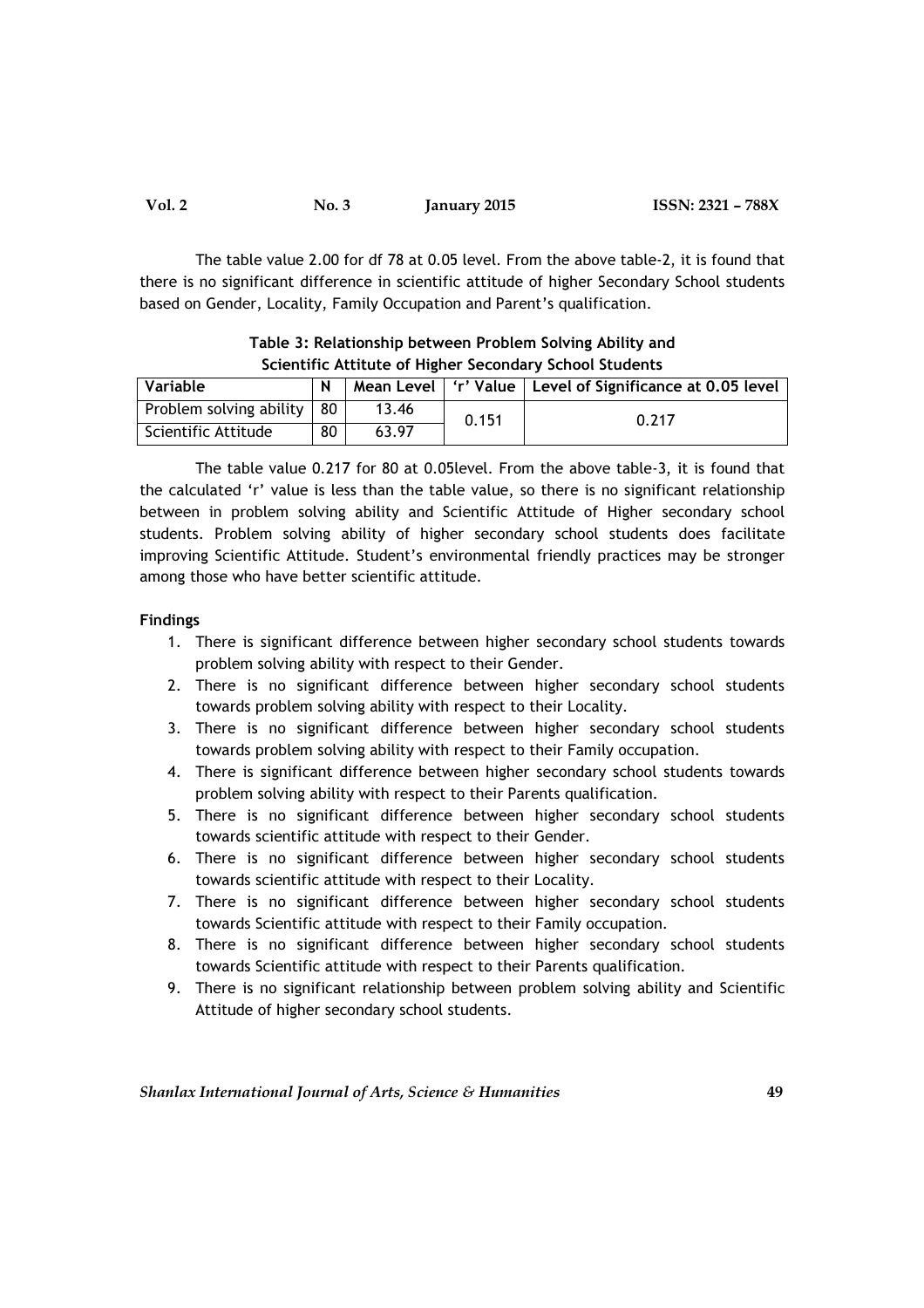The table value 2.00 for df 78 at 0.05 level. From the above table-2, it is found that there is no significant difference in scientific attitude of higher Secondary School students based on Gender, Locality, Family Occupation and Parent's qualification.

**Table 3: Relationship between Problem Solving Ability and Scientific Attitute of Higher Secondary School Students**

| Variable | N | Mean Level | 'r' Value | Level of Significance at 0.05 level |
|---|---|---|---|---|
| Problem solving ability | 80 | 13.46 | 0.151 | 0.217 |
| Scientific Attitude | 80 | 63.97 | | |

The table value 0.217 for 80 at 0.05level. From the above table-3, it is found that the calculated 'r' value is less than the table value, so there is no significant relationship between in problem solving ability and Scientific Attitude of Higher secondary school students. Problem solving ability of higher secondary school students does facilitate improving Scientific Attitude. Student's environmental friendly practices may be stronger among those who have better scientific attitude.

**Findings**

1. There is significant difference between higher secondary school students towards problem solving ability with respect to their Gender.
2. There is no significant difference between higher secondary school students towards problem solving ability with respect to their Locality.
3. There is no significant difference between higher secondary school students towards problem solving ability with respect to their Family occupation.
4. There is significant difference between higher secondary school students towards problem solving ability with respect to their Parents qualification.
5. There is no significant difference between higher secondary school students towards scientific attitude with respect to their Gender.
6. There is no significant difference between higher secondary school students towards scientific attitude with respect to their Locality.
7. There is no significant difference between higher secondary school students towards Scientific attitude with respect to their Family occupation.
8. There is no significant difference between higher secondary school students towards Scientific attitude with respect to their Parents qualification.
9. There is no significant relationship between problem solving ability and Scientific Attitude of higher secondary school students.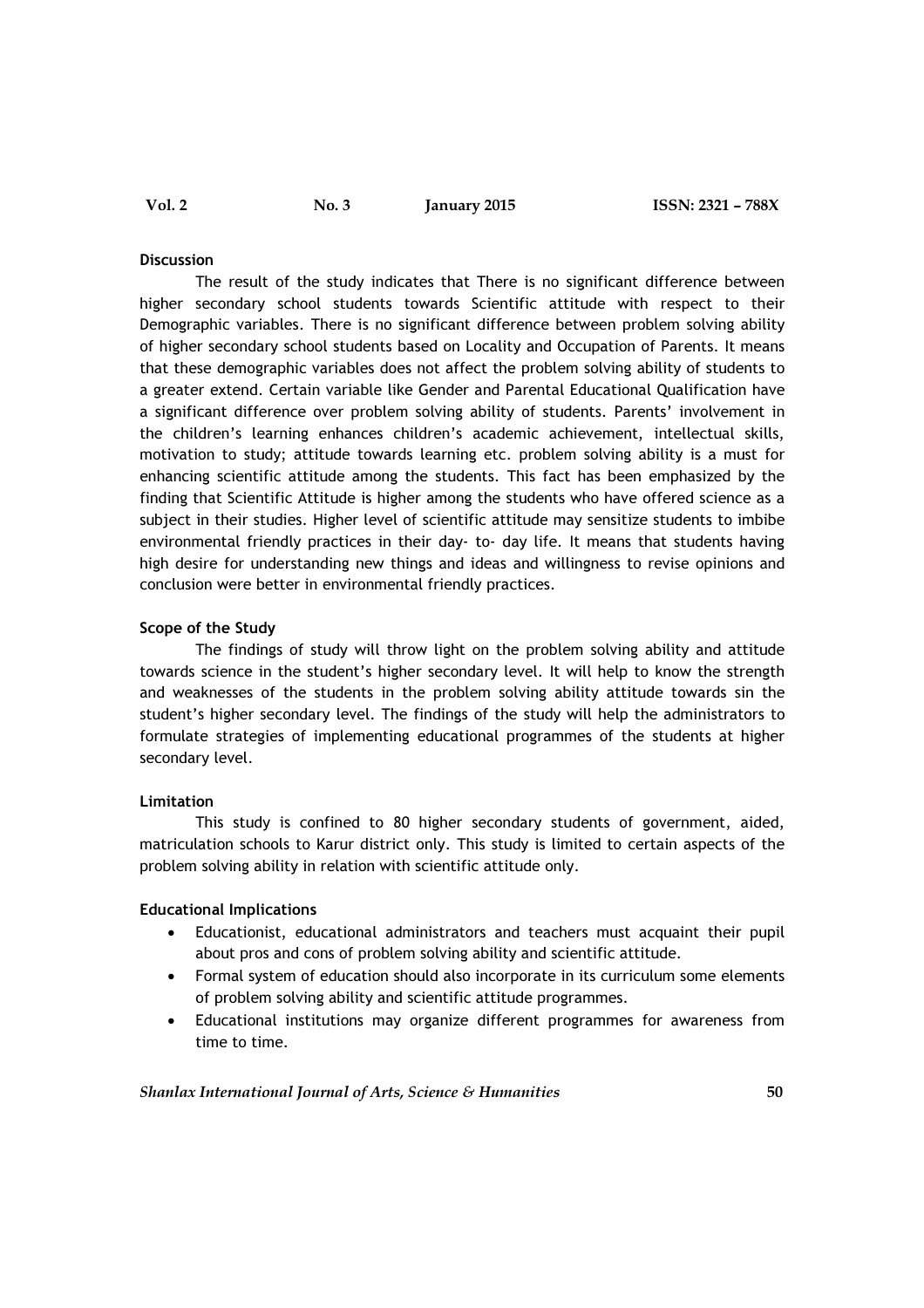### Discussion

The result of the study indicates that There is no significant difference between higher secondary school students towards Scientific attitude with respect to their Demographic variables. There is no significant difference between problem solving ability of higher secondary school students based on Locality and Occupation of Parents. It means that these demographic variables does not affect the problem solving ability of students to a greater extend. Certain variable like Gender and Parental Educational Qualification have a significant difference over problem solving ability of students. Parents' involvement in the children's learning enhances children's academic achievement, intellectual skills, motivation to study; attitude towards learning etc. problem solving ability is a must for enhancing scientific attitude among the students. This fact has been emphasized by the finding that Scientific Attitude is higher among the students who have offered science as a subject in their studies. Higher level of scientific attitude may sensitize students to imbibe environmental friendly practices in their day- to- day life. It means that students having high desire for understanding new things and ideas and willingness to revise opinions and conclusion were better in environmental friendly practices.

### Scope of the Study

The findings of study will throw light on the problem solving ability and attitude towards science in the student's higher secondary level. It will help to know the strength and weaknesses of the students in the problem solving ability attitude towards sin the student's higher secondary level. The findings of the study will help the administrators to formulate strategies of implementing educational programmes of the students at higher secondary level.

### Limitation

This study is confined to 80 higher secondary students of government, aided, matriculation schools to Karur district only. This study is limited to certain aspects of the problem solving ability in relation with scientific attitude only.

### Educational Implications

- Educationist, educational administrators and teachers must acquaint their pupil about pros and cons of problem solving ability and scientific attitude.
- Formal system of education should also incorporate in its curriculum some elements of problem solving ability and scientific attitude programmes.
- Educational institutions may organize different programmes for awareness from time to time.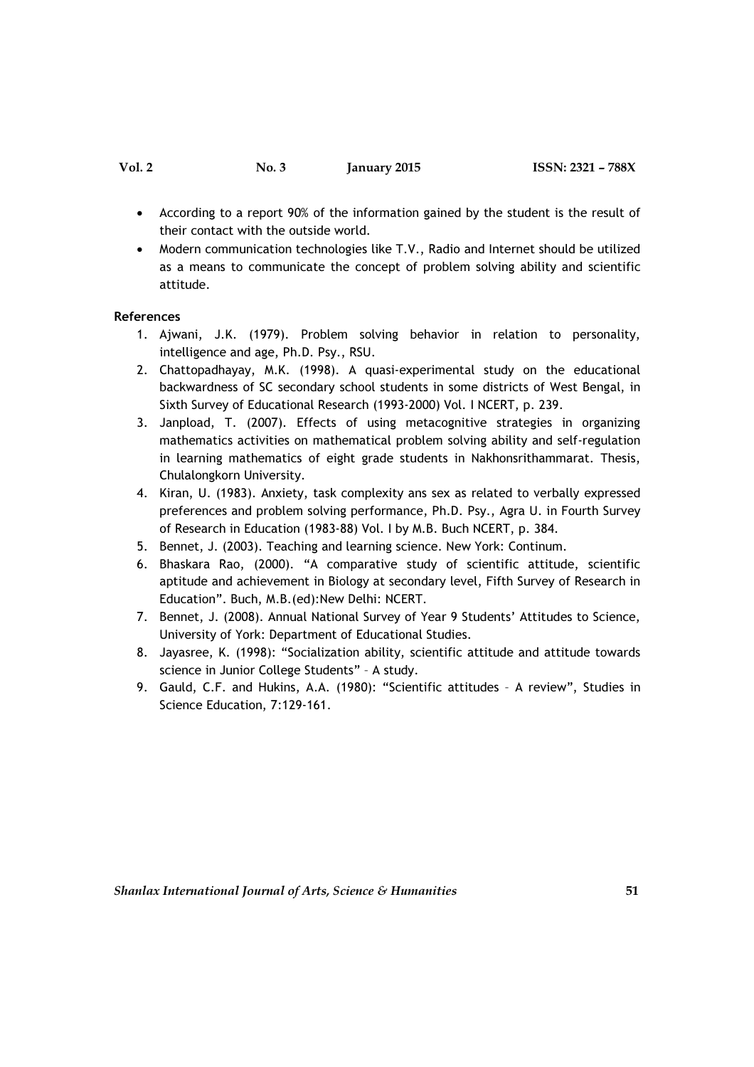- According to a report 90% of the information gained by the student is the result of their contact with the outside world.
- Modern communication technologies like T.V., Radio and Internet should be utilized as a means to communicate the concept of problem solving ability and scientific attitude.

**References**

1. Ajwani, J.K. (1979). Problem solving behavior in relation to personality, intelligence and age, Ph.D. Psy., RSU.
2. Chattopadhayay, M.K. (1998). A quasi-experimental study on the educational backwardness of SC secondary school students in some districts of West Bengal, in Sixth Survey of Educational Research (1993-2000) Vol. I NCERT, p. 239.
3. Janpload, T. (2007). Effects of using metacognitive strategies in organizing mathematics activities on mathematical problem solving ability and self-regulation in learning mathematics of eight grade students in Nakhonsrithammarat. Thesis, Chulalongkorn University.
4. Kiran, U. (1983). Anxiety, task complexity ans sex as related to verbally expressed preferences and problem solving performance, Ph.D. Psy., Agra U. in Fourth Survey of Research in Education (1983-88) Vol. I by M.B. Buch NCERT, p. 384.
5. Bennet, J. (2003). Teaching and learning science. New York: Continum.
6. Bhaskara Rao, (2000). "A comparative study of scientific attitude, scientific aptitude and achievement in Biology at secondary level, Fifth Survey of Research in Education". Buch, M.B.(ed):New Delhi: NCERT.
7. Bennet, J. (2008). Annual National Survey of Year 9 Students' Attitudes to Science, University of York: Department of Educational Studies.
8. Jayasree, K. (1998): "Socialization ability, scientific attitude and attitude towards science in Junior College Students" – A study.
9. Gauld, C.F. and Hukins, A.A. (1980): "Scientific attitudes – A review", Studies in Science Education, 7:129-161.